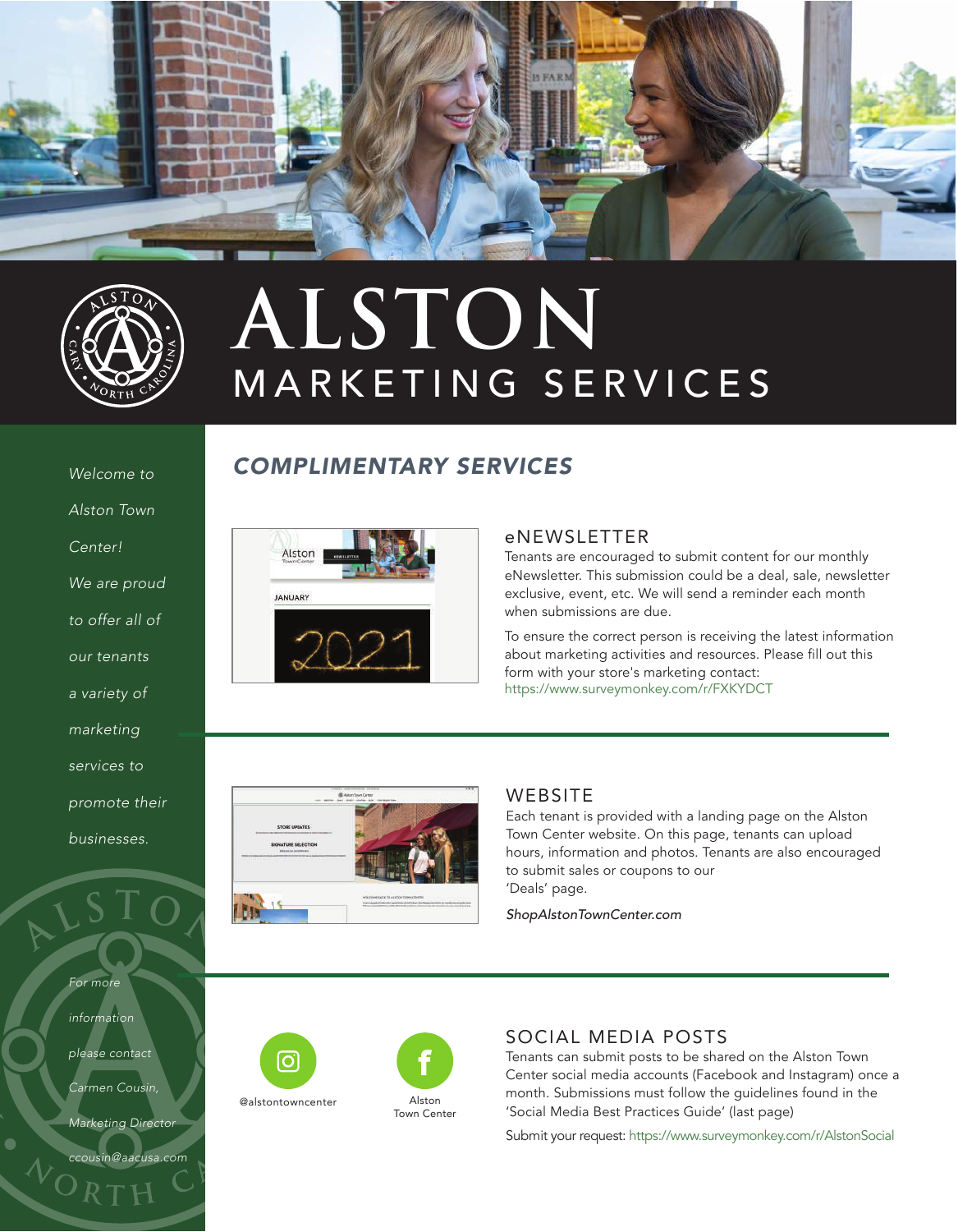# ALSTON

## MARKETING SERVICES

*Welcome to Alston Town Center! We are proud to offer all of our tenants a variety of marketing services to promote their businesses.*

## COMPLIMENTARY SERVICES

### eNEWSLETTER

Tenants are encouraged to submit content for our monthly eNewsletter. This submission could be a deal, sale, newsletter exclusive, event, etc. We will send a reminder each month when submissions are due.

To ensure the correct person is receiving the latest information about marketing activities and resources. Please fill out this form with your store's marketing contact: https://www.surveymonkey.com/r/FXKYDCT

### WEBSITE

Each tenant is provided with a landing page on the Alston Town Center website. On this page, tenants can upload hours, information and photos. Tenants are also encouraged to submit sales or coupons to our 'Deals' page.

*ShopAlstonTownCenter.com*

### SOCIAL MEDIA POSTS

@alstontowncenter

Alston Town Center

Tenants can submit posts to be shared on the Alston Town Center social media accounts (Facebook and Instagram) once a month. Submissions must follow the guidelines found in the 'Social Media Best Practices Guide' (last page)

Submit your request: https://www.surveymonkey.com/r/AlstonSocial

*For more information please contact Carmen Cousin, Marketing Director ccousin@aacusa.com*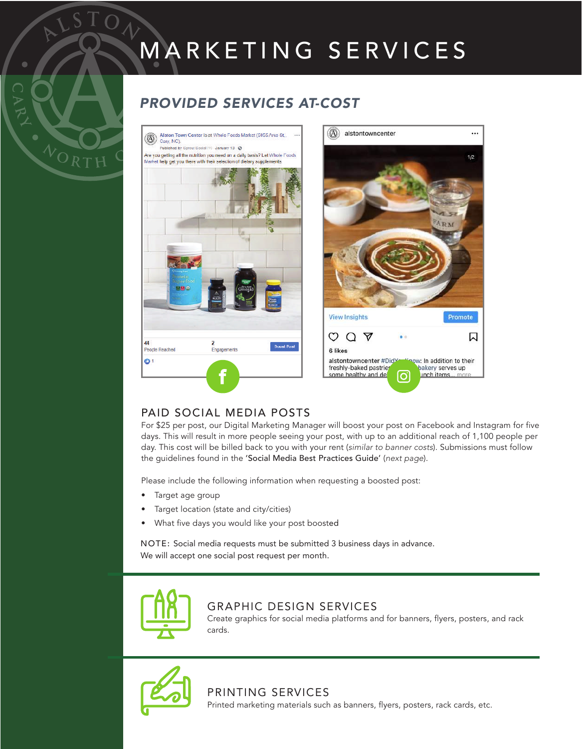# MARKETING SERVICES

## *PROVIDED SERVICES AT-COST*

### PAID SOCIAL MEDIA POSTS

For $25 per post, our Digital Marketing Manager will boost your post on Facebook and Instagram for five days. This will result in more people seeing your post, with up to an additional reach of 1,100 people per day. This cost will be billed back to you with your rent (*similar to banner costs*). Submissions must follow the guidelines found in the 'Social Media Best Practices Guide' (*next page*).

Please include the following information when requesting a boosted post:

- Target age group
- Target location (state and city/cities)
- What five days you would like your post boosted

NOTE: Social media requests must be submitted 3 business days in advance.
We will accept one social post request per month.

### GRAPHIC DESIGN SERVICES

Create graphics for social media platforms and for banners, flyers, posters, and rack cards.

### PRINTING SERVICES

Printed marketing materials such as banners, flyers, posters, rack cards, etc.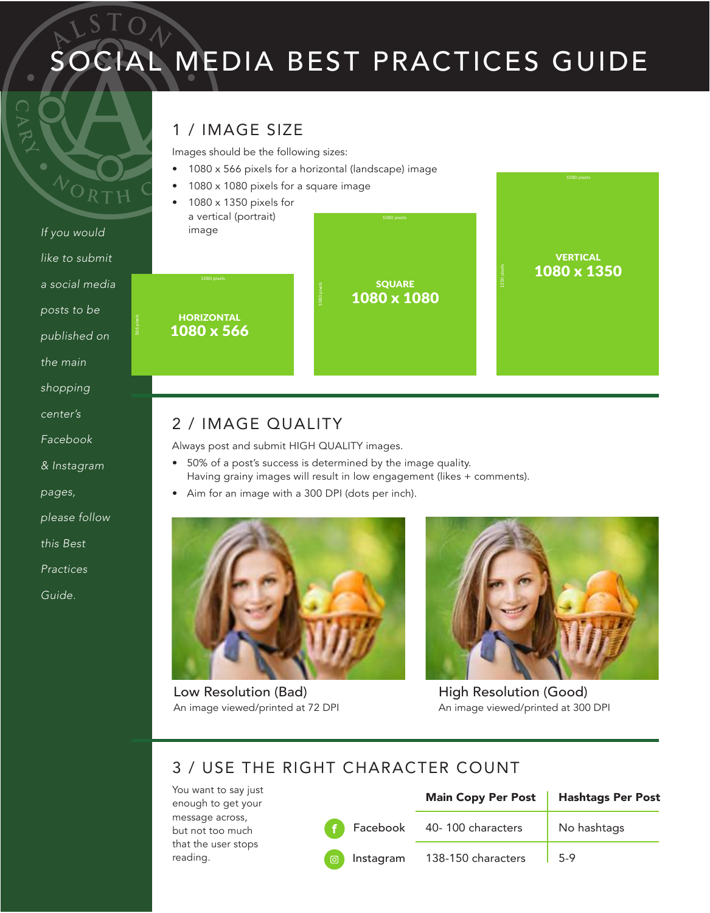# SOCIAL MEDIA BEST PRACTICES GUIDE

*If you would like to submit a social media posts to be published on the main shopping center's Facebook & Instagram pages, please follow this Best Practices Guide.*

## 1 / IMAGE SIZE

Images should be the following sizes:

- 1080 x 566 pixels for a horizontal (landscape) image
- 1080 x 1080 pixels for a square image
- 1080 x 1350 pixels for a vertical (portrait) image

HORIZONTAL
1080 x 566
1080 pixels
566 pixels

SQUARE
1080 x 1080
1080 pixels
1080 pixels

VERTICAL
1080 x 1350
1080 pixels
1350 pixels

## 2 / IMAGE QUALITY

Always post and submit HIGH QUALITY images.

- 50% of a post's success is determined by the image quality. Having grainy images will result in low engagement (likes + comments).
- Aim for an image with a 300 DPI (dots per inch).

Low Resolution (Bad)
An image viewed/printed at 72 DPI

High Resolution (Good)
An image viewed/printed at 300 DPI

## 3 / USE THE RIGHT CHARACTER COUNT

You want to say just enough to get your message across, but not too much that the user stops reading.

| | Main Copy Per Post | Hashtags Per Post |
|---|---|---|
| Facebook | 40- 100 characters | No hashtags |
| Instagram | 138-150 characters | 5-9 |